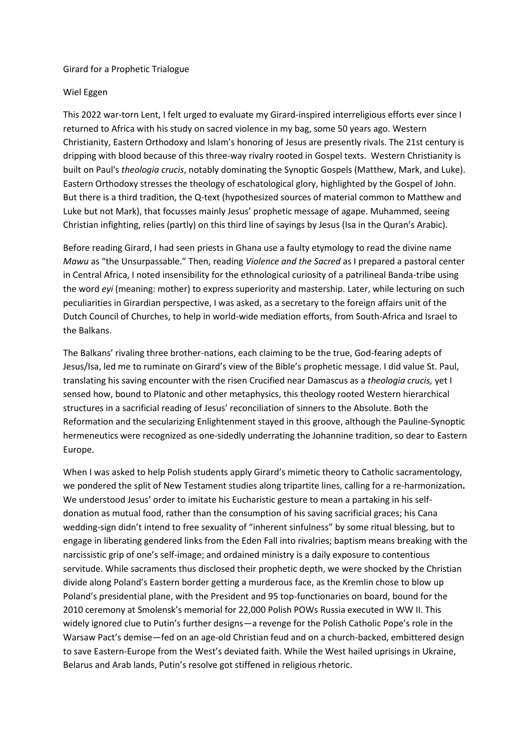# Girard for a Prophetic Trialogue

Wiel Eggen

This 2022 war-torn Lent, I felt urged to evaluate my Girard-inspired interreligious efforts ever since I returned to Africa with his study on sacred violence in my bag, some 50 years ago. Western Christianity, Eastern Orthodoxy and Islam's honoring of Jesus are presently rivals. The 21st century is dripping with blood because of this three-way rivalry rooted in Gospel texts. Western Christianity is built on Paul's *theologia crucis*, notably dominating the Synoptic Gospels (Matthew, Mark, and Luke). Eastern Orthodoxy stresses the theology of eschatological glory, highlighted by the Gospel of John. But there is a third tradition, the Q-text (hypothesized sources of material common to Matthew and Luke but not Mark), that focusses mainly Jesus' prophetic message of agape. Muhammed, seeing Christian infighting, relies (partly) on this third line of sayings by Jesus (Isa in the Quran's Arabic).

Before reading Girard, I had seen priests in Ghana use a faulty etymology to read the divine name *Mawu* as "the Unsurpassable." Then, reading *Violence and the Sacred* as I prepared a pastoral center in Central Africa, I noted insensibility for the ethnological curiosity of a patrilineal Banda-tribe using the word *eyi* (meaning: mother) to express superiority and mastership. Later, while lecturing on such peculiarities in Girardian perspective, I was asked, as a secretary to the foreign affairs unit of the Dutch Council of Churches, to help in world-wide mediation efforts, from South-Africa and Israel to the Balkans.

The Balkans' rivaling three brother-nations, each claiming to be the true, God-fearing adepts of Jesus/Isa, led me to ruminate on Girard's view of the Bible's prophetic message. I did value St. Paul, translating his saving encounter with the risen Crucified near Damascus as a *theologia crucis,* yet I sensed how, bound to Platonic and other metaphysics, this theology rooted Western hierarchical structures in a sacrificial reading of Jesus' reconciliation of sinners to the Absolute. Both the Reformation and the secularizing Enlightenment stayed in this groove, although the Pauline-Synoptic hermeneutics were recognized as one-sidedly underrating the Johannine tradition, so dear to Eastern Europe.

When I was asked to help Polish students apply Girard's mimetic theory to Catholic sacramentology, we pondered the split of New Testament studies along tripartite lines, calling for a re-harmonization**.** We understood Jesus' order to imitate his Eucharistic gesture to mean a partaking in his self-donation as mutual food, rather than the consumption of his saving sacrificial graces; his Cana wedding-sign didn't intend to free sexuality of "inherent sinfulness" by some ritual blessing, but to engage in liberating gendered links from the Eden Fall into rivalries; baptism means breaking with the narcissistic grip of one's self-image; and ordained ministry is a daily exposure to contentious servitude. While sacraments thus disclosed their prophetic depth, we were shocked by the Christian divide along Poland's Eastern border getting a murderous face, as the Kremlin chose to blow up Poland's presidential plane, with the President and 95 top-functionaries on board, bound for the 2010 ceremony at Smolensk's memorial for 22,000 Polish POWs Russia executed in WW II. This widely ignored clue to Putin's further designs—a revenge for the Polish Catholic Pope's role in the Warsaw Pact's demise—fed on an age-old Christian feud and on a church-backed, embittered design to save Eastern-Europe from the West's deviated faith. While the West hailed uprisings in Ukraine, Belarus and Arab lands, Putin's resolve got stiffened in religious rhetoric.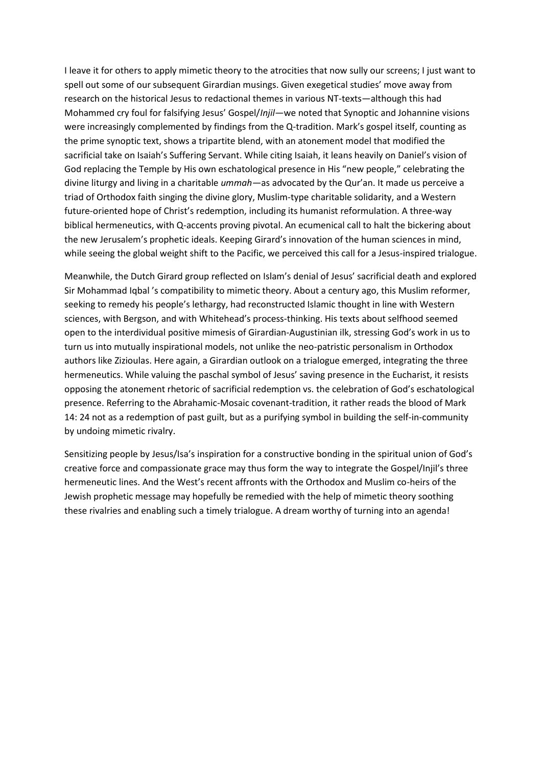I leave it for others to apply mimetic theory to the atrocities that now sully our screens; I just want to spell out some of our subsequent Girardian musings. Given exegetical studies' move away from research on the historical Jesus to redactional themes in various NT-texts—although this had Mohammed cry foul for falsifying Jesus' Gospel/*Injil*—we noted that Synoptic and Johannine visions were increasingly complemented by findings from the Q-tradition. Mark's gospel itself, counting as the prime synoptic text, shows a tripartite blend, with an atonement model that modified the sacrificial take on Isaiah's Suffering Servant. While citing Isaiah, it leans heavily on Daniel's vision of God replacing the Temple by His own eschatological presence in His "new people," celebrating the divine liturgy and living in a charitable *ummah*—as advocated by the Qur'an. It made us perceive a triad of Orthodox faith singing the divine glory, Muslim-type charitable solidarity, and a Western future-oriented hope of Christ's redemption, including its humanist reformulation. A three-way biblical hermeneutics, with Q-accents proving pivotal. An ecumenical call to halt the bickering about the new Jerusalem's prophetic ideals. Keeping Girard's innovation of the human sciences in mind, while seeing the global weight shift to the Pacific, we perceived this call for a Jesus-inspired trialogue.

Meanwhile, the Dutch Girard group reflected on Islam's denial of Jesus' sacrificial death and explored Sir Mohammad Iqbal 's compatibility to mimetic theory. About a century ago, this Muslim reformer, seeking to remedy his people's lethargy, had reconstructed Islamic thought in line with Western sciences, with Bergson, and with Whitehead's process-thinking. His texts about selfhood seemed open to the interdividual positive mimesis of Girardian-Augustinian ilk, stressing God's work in us to turn us into mutually inspirational models, not unlike the neo-patristic personalism in Orthodox authors like Zizioulas. Here again, a Girardian outlook on a trialogue emerged, integrating the three hermeneutics. While valuing the paschal symbol of Jesus' saving presence in the Eucharist, it resists opposing the atonement rhetoric of sacrificial redemption vs. the celebration of God's eschatological presence. Referring to the Abrahamic-Mosaic covenant-tradition, it rather reads the blood of Mark 14: 24 not as a redemption of past guilt, but as a purifying symbol in building the self-in-community by undoing mimetic rivalry.

Sensitizing people by Jesus/Isa's inspiration for a constructive bonding in the spiritual union of God's creative force and compassionate grace may thus form the way to integrate the Gospel/Injil's three hermeneutic lines. And the West's recent affronts with the Orthodox and Muslim co-heirs of the Jewish prophetic message may hopefully be remedied with the help of mimetic theory soothing these rivalries and enabling such a timely trialogue. A dream worthy of turning into an agenda!